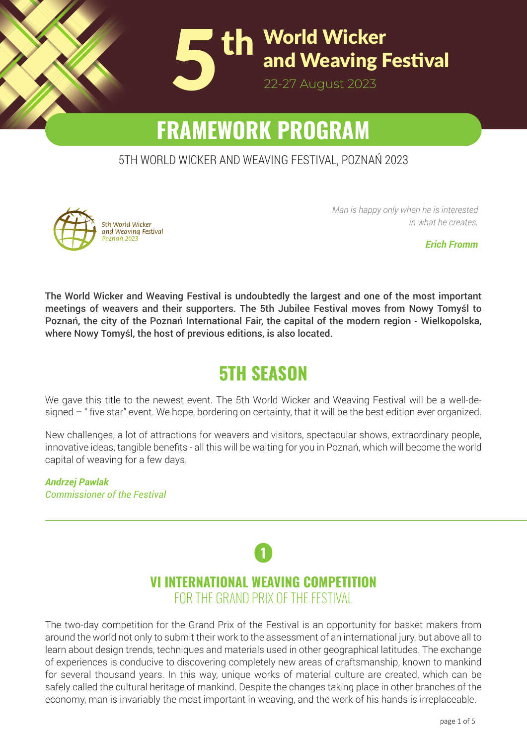# 5th World Wicker and Weaving Festival

22-27 August 2023

# FRAMEWORK PROGRAM

5TH WORLD WICKER AND WEAVING FESTIVAL, POZNAŃ 2023

5th World Wicker and Weaving Festival Poznań 2023

*Man is happy only when he is interested in what he creates.*

***Erich Fromm***

**The World Wicker and Weaving Festival is undoubtedly the largest and one of the most important meetings of weavers and their supporters. The 5th Jubilee Festival moves from Nowy Tomyśl to Poznań, the city of the Poznań International Fair, the capital of the modern region - Wielkopolska, where Nowy Tomyśl, the host of previous editions, is also located.**

## 5TH SEASON

We gave this title to the newest event. The 5th World Wicker and Weaving Festival will be a well-designed – " five star" event. We hope, bordering on certainty, that it will be the best edition ever organized.

New challenges, a lot of attractions for weavers and visitors, spectacular shows, extraordinary people, innovative ideas, tangible benefits - all this will be waiting for you in Poznań, which will become the world capital of weaving for a few days.

***Andrzej Pawlak***
*Commissioner of the Festival*

---

1

## VI INTERNATIONAL WEAVING COMPETITION FOR THE GRAND PRIX OF THE FESTIVAL

The two-day competition for the Grand Prix of the Festival is an opportunity for basket makers from around the world not only to submit their work to the assessment of an international jury, but above all to learn about design trends, techniques and materials used in other geographical latitudes. The exchange of experiences is conducive to discovering completely new areas of craftsmanship, known to mankind for several thousand years. In this way, unique works of material culture are created, which can be safely called the cultural heritage of mankind. Despite the changes taking place in other branches of the economy, man is invariably the most important in weaving, and the work of his hands is irreplaceable.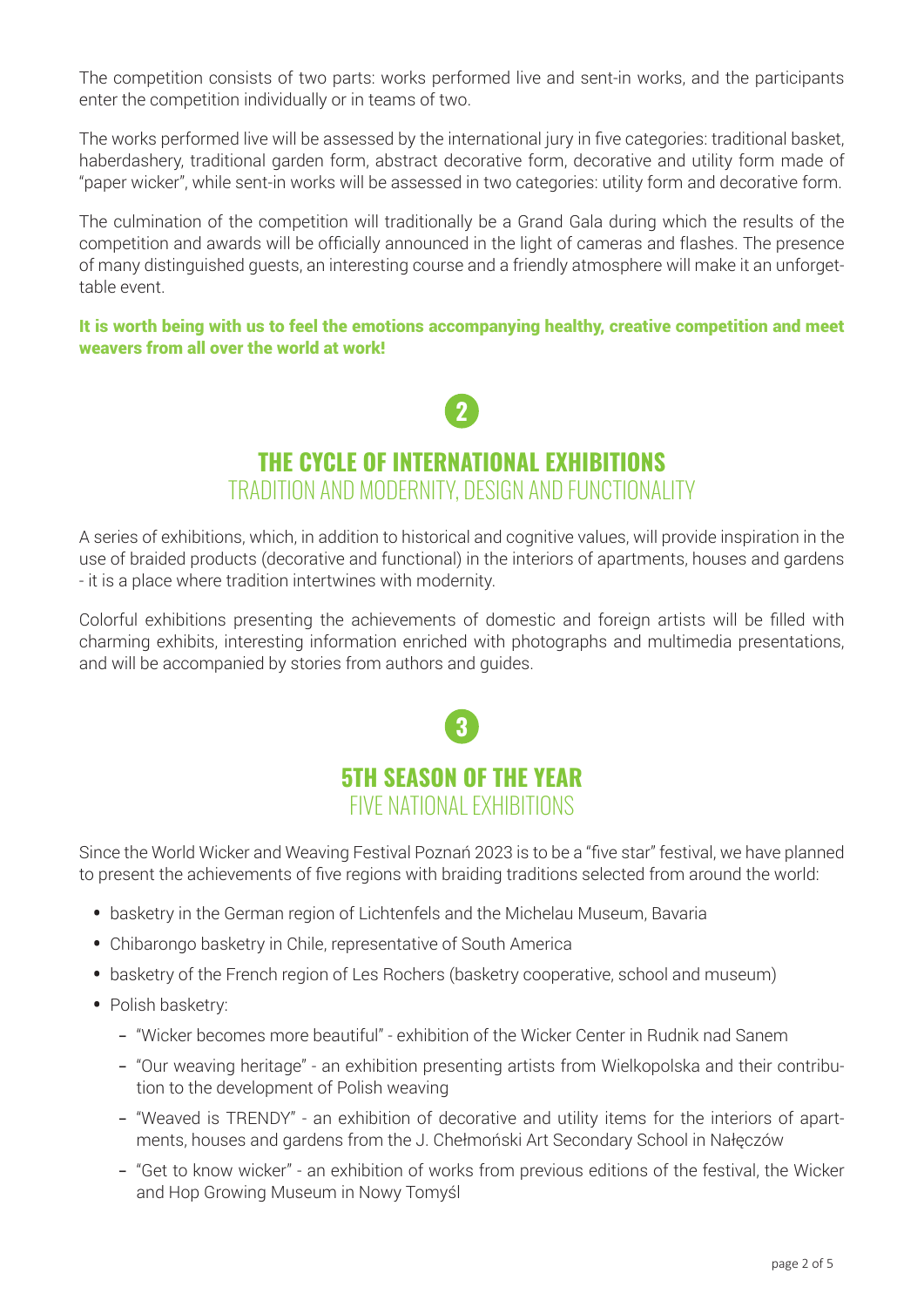The competition consists of two parts: works performed live and sent-in works, and the participants enter the competition individually or in teams of two.

The works performed live will be assessed by the international jury in five categories: traditional basket, haberdashery, traditional garden form, abstract decorative form, decorative and utility form made of "paper wicker", while sent-in works will be assessed in two categories: utility form and decorative form.

The culmination of the competition will traditionally be a Grand Gala during which the results of the competition and awards will be officially announced in the light of cameras and flashes. The presence of many distinguished guests, an interesting course and a friendly atmosphere will make it an unforgettable event.

**It is worth being with us to feel the emotions accompanying healthy, creative competition and meet weavers from all over the world at work!**

2

## THE CYCLE OF INTERNATIONAL EXHIBITIONS

### TRADITION AND MODERNITY, DESIGN AND FUNCTIONALITY

A series of exhibitions, which, in addition to historical and cognitive values, will provide inspiration in the use of braided products (decorative and functional) in the interiors of apartments, houses and gardens - it is a place where tradition intertwines with modernity.

Colorful exhibitions presenting the achievements of domestic and foreign artists will be filled with charming exhibits, interesting information enriched with photographs and multimedia presentations, and will be accompanied by stories from authors and guides.

3

## 5TH SEASON OF THE YEAR

### FIVE NATIONAL EXHIBITIONS

Since the World Wicker and Weaving Festival Poznań 2023 is to be a "five star" festival, we have planned to present the achievements of five regions with braiding traditions selected from around the world:

- basketry in the German region of Lichtenfels and the Michelau Museum, Bavaria
- Chibarongo basketry in Chile, representative of South America
- basketry of the French region of Les Rochers (basketry cooperative, school and museum)
- Polish basketry:
  - "Wicker becomes more beautiful" - exhibition of the Wicker Center in Rudnik nad Sanem
  - "Our weaving heritage" - an exhibition presenting artists from Wielkopolska and their contribution to the development of Polish weaving
  - "Weaved is TRENDY" - an exhibition of decorative and utility items for the interiors of apartments, houses and gardens from the J. Chełmoński Art Secondary School in Nałęczów
  - "Get to know wicker" - an exhibition of works from previous editions of the festival, the Wicker and Hop Growing Museum in Nowy Tomyśl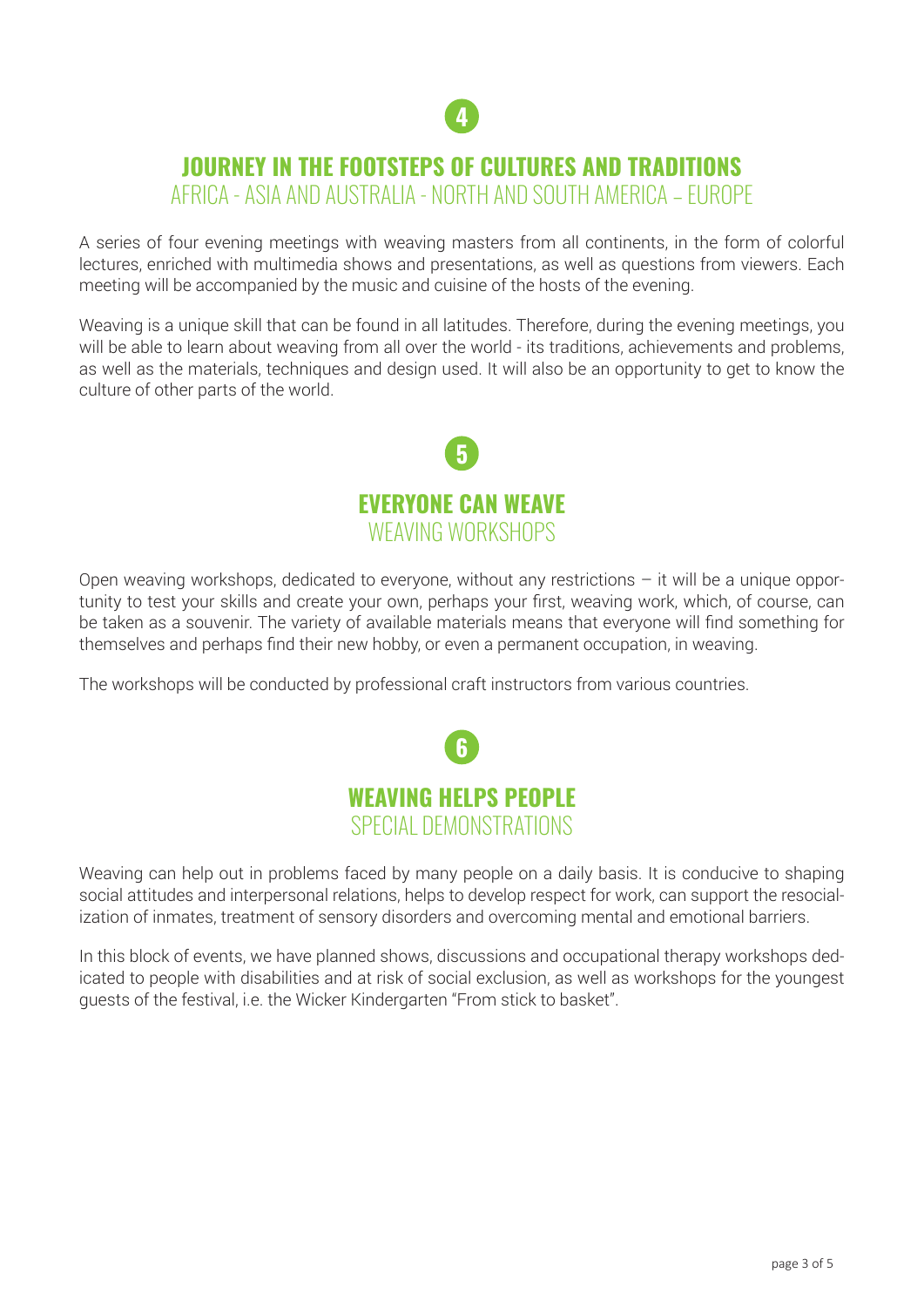**4**

## JOURNEY IN THE FOOTSTEPS OF CULTURES AND TRADITIONS

AFRICA - ASIA AND AUSTRALIA - NORTH AND SOUTH AMERICA – EUROPE

A series of four evening meetings with weaving masters from all continents, in the form of colorful lectures, enriched with multimedia shows and presentations, as well as questions from viewers. Each meeting will be accompanied by the music and cuisine of the hosts of the evening.

Weaving is a unique skill that can be found in all latitudes. Therefore, during the evening meetings, you will be able to learn about weaving from all over the world - its traditions, achievements and problems, as well as the materials, techniques and design used. It will also be an opportunity to get to know the culture of other parts of the world.

**5**

## EVERYONE CAN WEAVE

WEAVING WORKSHOPS

Open weaving workshops, dedicated to everyone, without any restrictions – it will be a unique opportunity to test your skills and create your own, perhaps your first, weaving work, which, of course, can be taken as a souvenir. The variety of available materials means that everyone will find something for themselves and perhaps find their new hobby, or even a permanent occupation, in weaving.

The workshops will be conducted by professional craft instructors from various countries.

**6**

## WEAVING HELPS PEOPLE

SPECIAL DEMONSTRATIONS

Weaving can help out in problems faced by many people on a daily basis. It is conducive to shaping social attitudes and interpersonal relations, helps to develop respect for work, can support the resocialization of inmates, treatment of sensory disorders and overcoming mental and emotional barriers.

In this block of events, we have planned shows, discussions and occupational therapy workshops dedicated to people with disabilities and at risk of social exclusion, as well as workshops for the youngest guests of the festival, i.e. the Wicker Kindergarten "From stick to basket".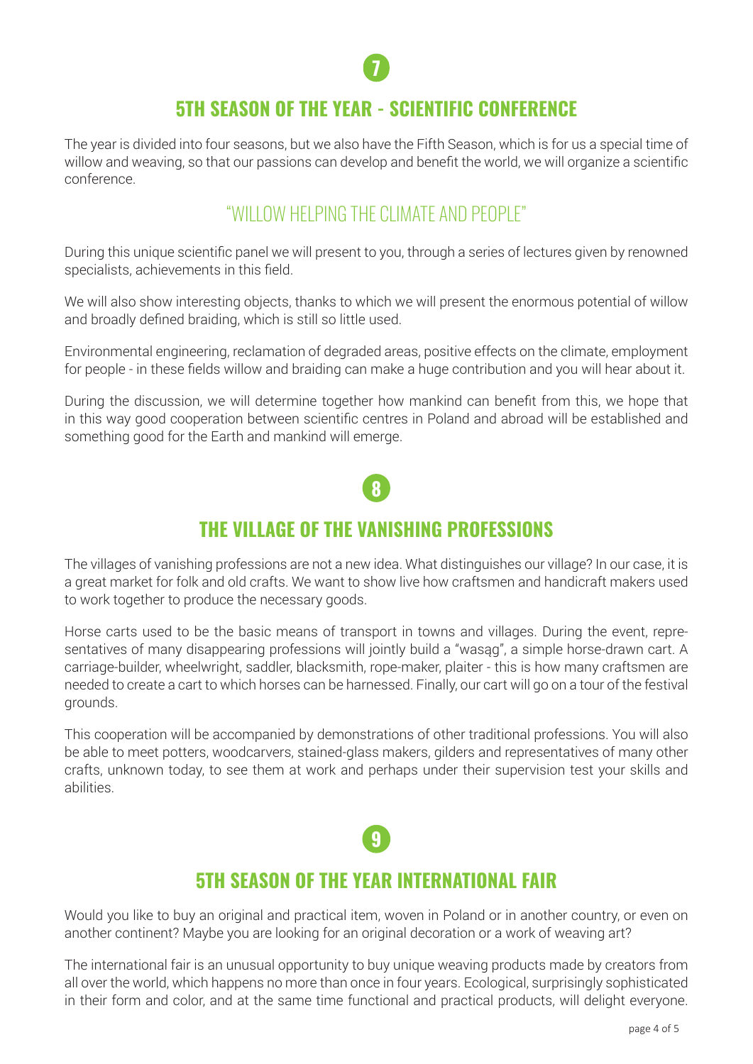7

## 5TH SEASON OF THE YEAR - SCIENTIFIC CONFERENCE

The year is divided into four seasons, but we also have the Fifth Season, which is for us a special time of willow and weaving, so that our passions can develop and benefit the world, we will organize a scientific conference.

### "WILLOW HELPING THE CLIMATE AND PEOPLE"

During this unique scientific panel we will present to you, through a series of lectures given by renowned specialists, achievements in this field.

We will also show interesting objects, thanks to which we will present the enormous potential of willow and broadly defined braiding, which is still so little used.

Environmental engineering, reclamation of degraded areas, positive effects on the climate, employment for people - in these fields willow and braiding can make a huge contribution and you will hear about it.

During the discussion, we will determine together how mankind can benefit from this, we hope that in this way good cooperation between scientific centres in Poland and abroad will be established and something good for the Earth and mankind will emerge.

8

## THE VILLAGE OF THE VANISHING PROFESSIONS

The villages of vanishing professions are not a new idea. What distinguishes our village? In our case, it is a great market for folk and old crafts. We want to show live how craftsmen and handicraft makers used to work together to produce the necessary goods.

Horse carts used to be the basic means of transport in towns and villages. During the event, representatives of many disappearing professions will jointly build a "wasąg", a simple horse-drawn cart. A carriage-builder, wheelwright, saddler, blacksmith, rope-maker, plaiter - this is how many craftsmen are needed to create a cart to which horses can be harnessed. Finally, our cart will go on a tour of the festival grounds.

This cooperation will be accompanied by demonstrations of other traditional professions. You will also be able to meet potters, woodcarvers, stained-glass makers, gilders and representatives of many other crafts, unknown today, to see them at work and perhaps under their supervision test your skills and abilities.

9

## 5TH SEASON OF THE YEAR INTERNATIONAL FAIR

Would you like to buy an original and practical item, woven in Poland or in another country, or even on another continent? Maybe you are looking for an original decoration or a work of weaving art?

The international fair is an unusual opportunity to buy unique weaving products made by creators from all over the world, which happens no more than once in four years. Ecological, surprisingly sophisticated in their form and color, and at the same time functional and practical products, will delight everyone.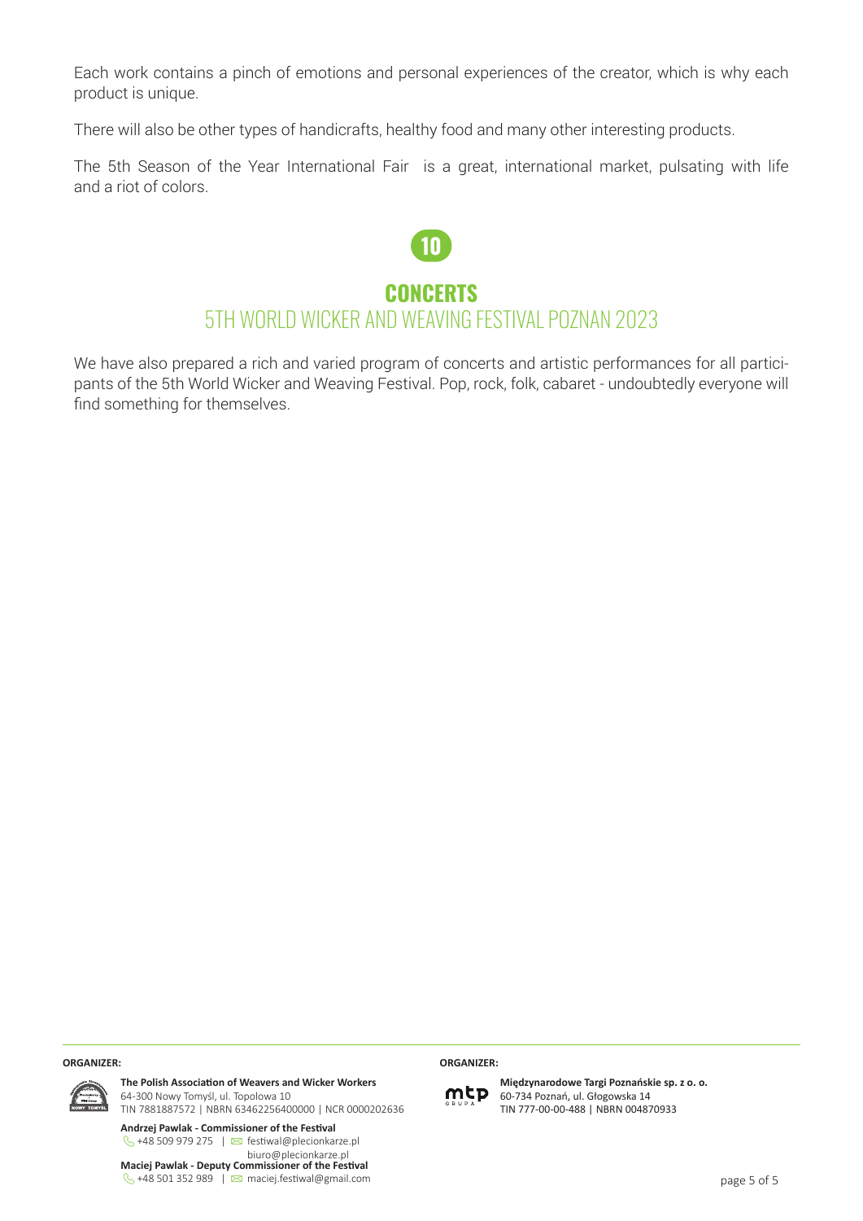Each work contains a pinch of emotions and personal experiences of the creator, which is why each product is unique.

There will also be other types of handicrafts, healthy food and many other interesting products.

The 5th Season of the Year International Fair is a great, international market, pulsating with life and a riot of colors.

10

## CONCERTS

## 5TH WORLD WICKER AND WEAVING FESTIVAL POZNAN 2023

We have also prepared a rich and varied program of concerts and artistic performances for all participants of the 5th World Wicker and Weaving Festival. Pop, rock, folk, cabaret - undoubtedly everyone will find something for themselves.

**ORGANIZER:**

**The Polish Association of Weavers and Wicker Workers**
64-300 Nowy Tomyśl, ul. Topolowa 10
TIN 7881887572 | NBRN 63462256400000 | NCR 0000202636

**Andrzej Pawlak - Commissioner of the Festival**
+48 509 979 275 | festiwal@plecionkarze.pl
biuro@plecionkarze.pl

**Maciej Pawlak - Deputy Commissioner of the Festival**
+48 501 352 989 | maciej.festiwal@gmail.com

**ORGANIZER:**

**Międzynarodowe Targi Poznańskie sp. z o. o.**
60-734 Poznań, ul. Głogowska 14
TIN 777-00-00-488 | NBRN 004870933